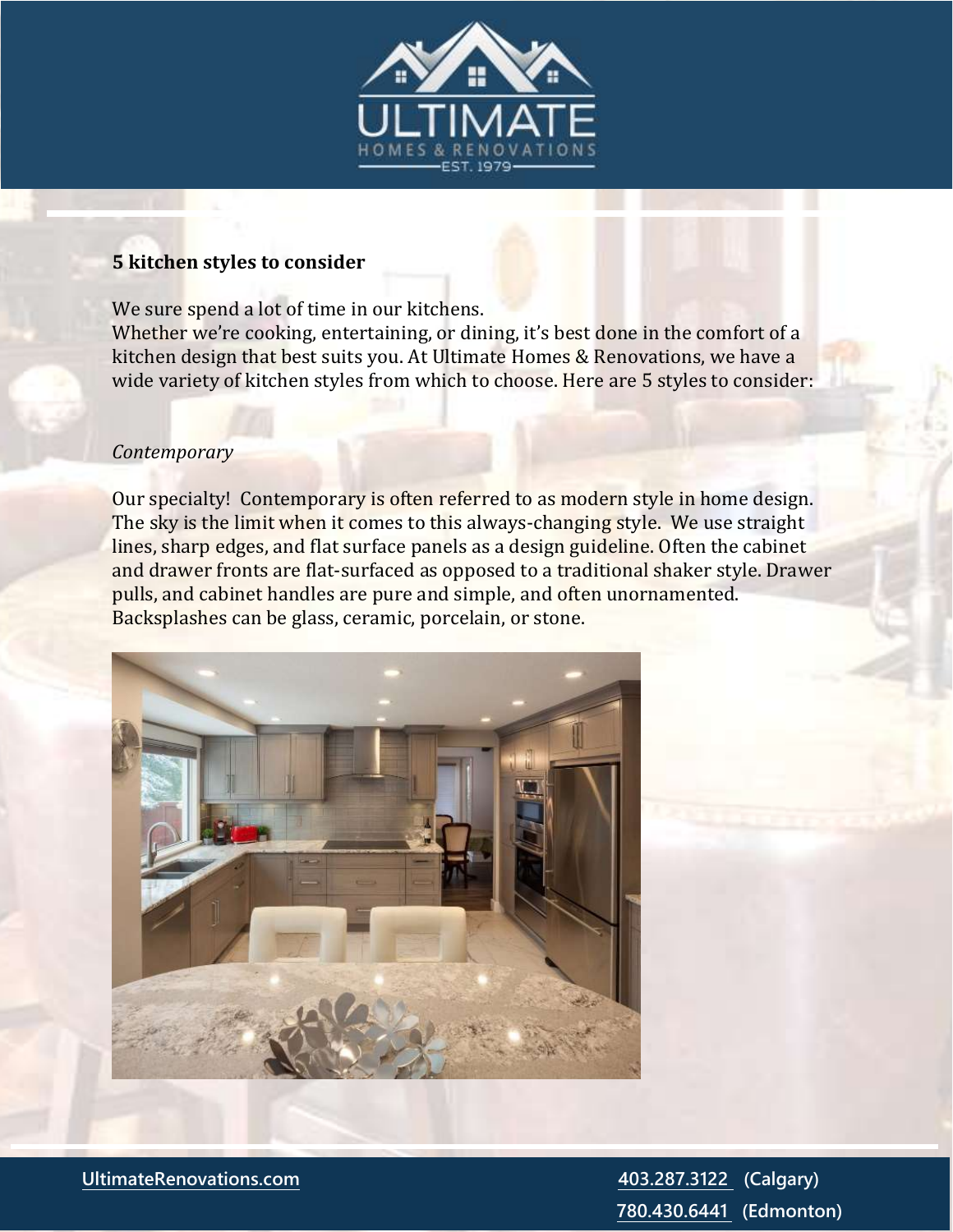**5 kitchen styles to consider**

We sure spend a lot of time in our kitchens.
Whether we're cooking, entertaining, or dining, it's best done in the comfort of a kitchen design that best suits you. At Ultimate Homes & Renovations, we have a wide variety of kitchen styles from which to choose. Here are 5 styles to consider:

*Contemporary*

Our specialty! Contemporary is often referred to as modern style in home design. The sky is the limit when it comes to this always-changing style. We use straight lines, sharp edges, and flat surface panels as a design guideline. Often the cabinet and drawer fronts are flat-surfaced as opposed to a traditional shaker style. Drawer pulls, and cabinet handles are pure and simple, and often unornamented. Backsplashes can be glass, ceramic, porcelain, or stone.

UltimateRenovations.com

403.287.3122 (Calgary)

780.430.6441 (Edmonton)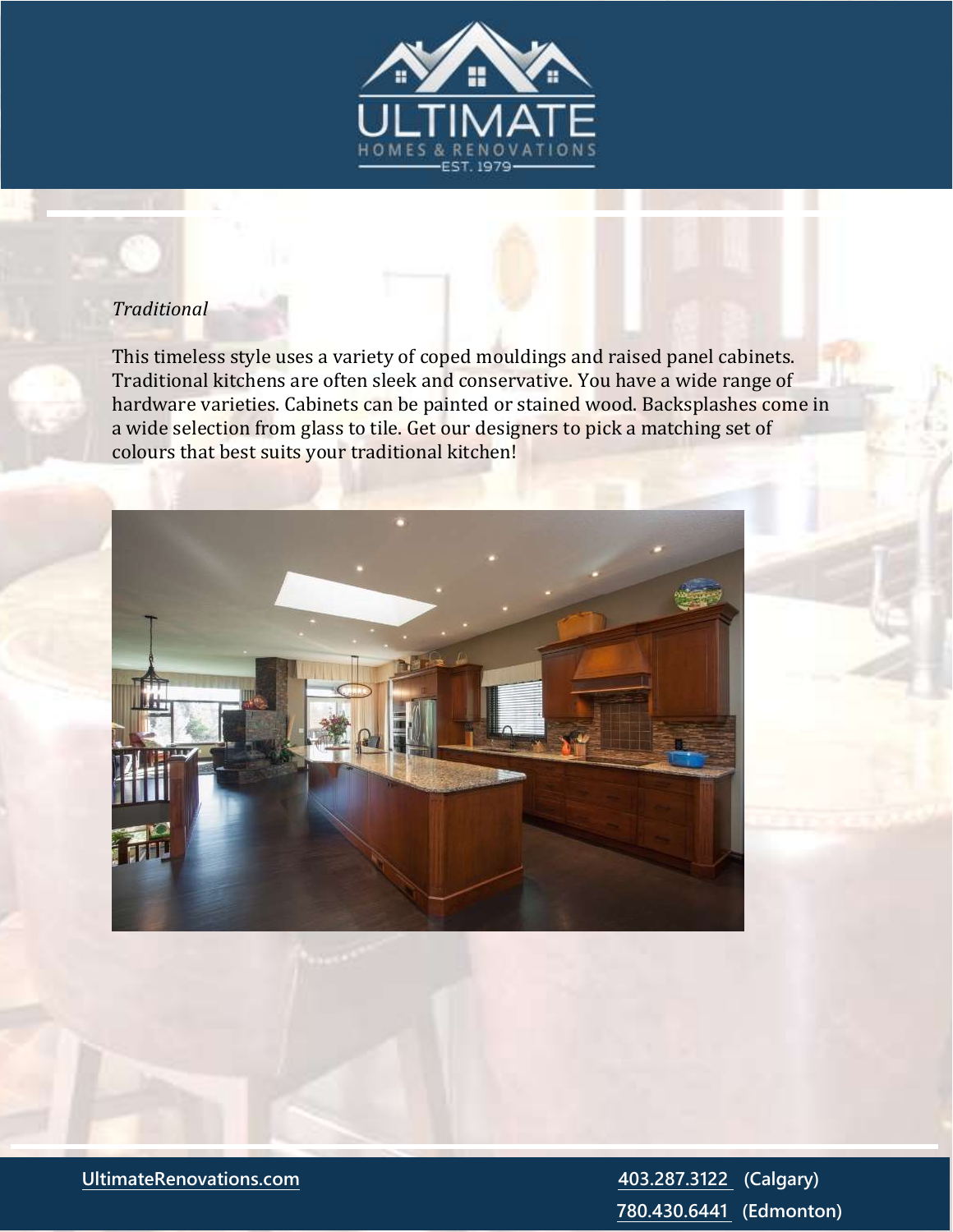*Traditional*

This timeless style uses a variety of coped mouldings and raised panel cabinets. Traditional kitchens are often sleek and conservative. You have a wide range of hardware varieties. Cabinets can be painted or stained wood. Backsplashes come in a wide selection from glass to tile. Get our designers to pick a matching set of colours that best suits your traditional kitchen!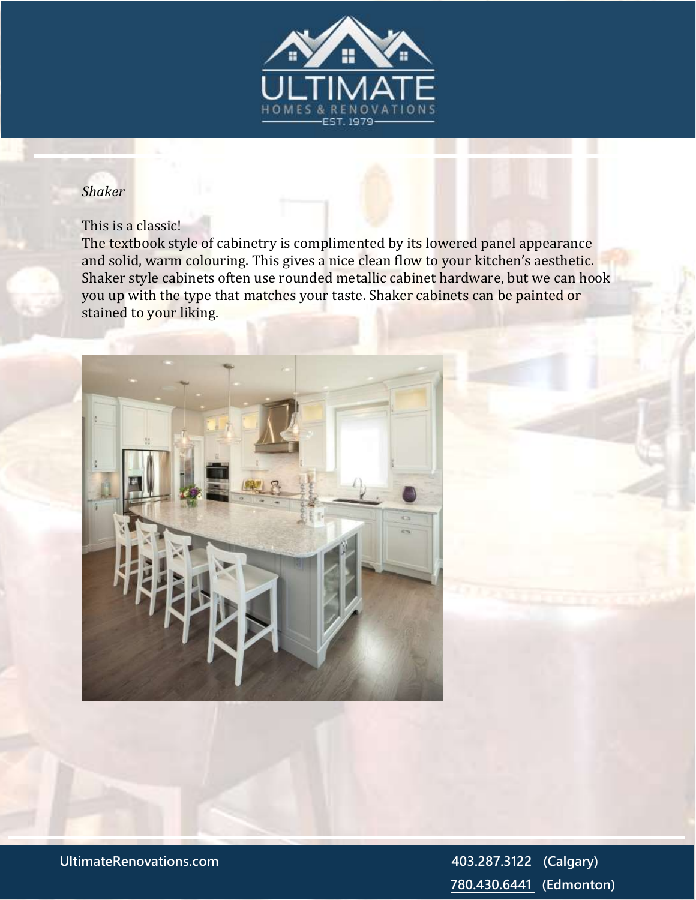*Shaker*

This is a classic!
The textbook style of cabinetry is complimented by its lowered panel appearance and solid, warm colouring. This gives a nice clean flow to your kitchen's aesthetic. Shaker style cabinets often use rounded metallic cabinet hardware, but we can hook you up with the type that matches your taste. Shaker cabinets can be painted or stained to your liking.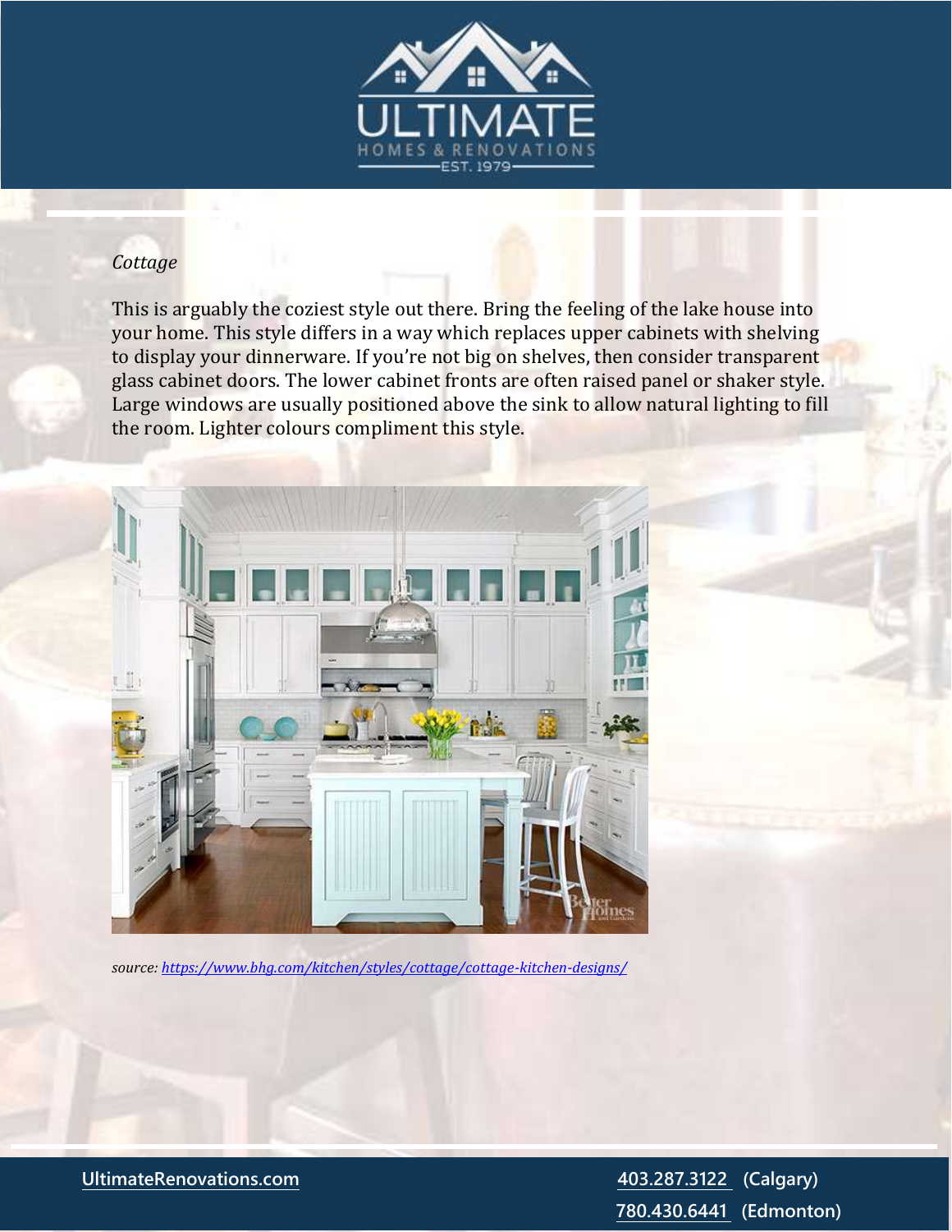*Cottage*

This is arguably the coziest style out there. Bring the feeling of the lake house into your home. This style differs in a way which replaces upper cabinets with shelving to display your dinnerware. If you're not big on shelves, then consider transparent glass cabinet doors. The lower cabinet fronts are often raised panel or shaker style. Large windows are usually positioned above the sink to allow natural lighting to fill the room. Lighter colours compliment this style.

*source: [https://www.bhg.com/kitchen/styles/cottage/cottage-kitchen-designs/](https://www.bhg.com/kitchen/styles/cottage/cottage-kitchen-designs/)*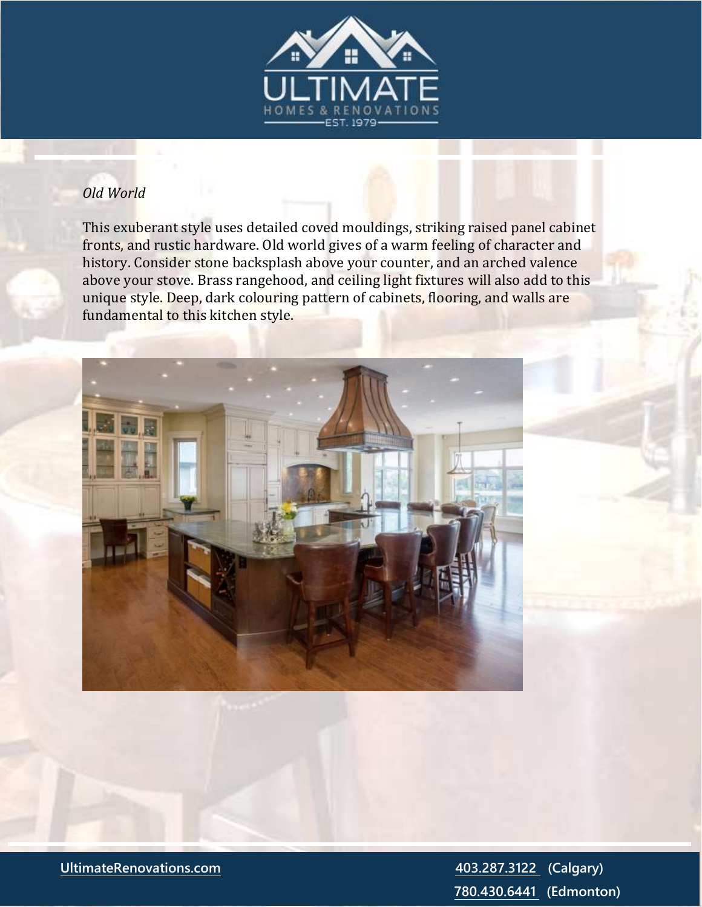*Old World*

This exuberant style uses detailed coved mouldings, striking raised panel cabinet fronts, and rustic hardware. Old world gives of a warm feeling of character and history. Consider stone backsplash above your counter, and an arched valence above your stove. Brass rangehood, and ceiling light fixtures will also add to this unique style. Deep, dark colouring pattern of cabinets, flooring, and walls are fundamental to this kitchen style.